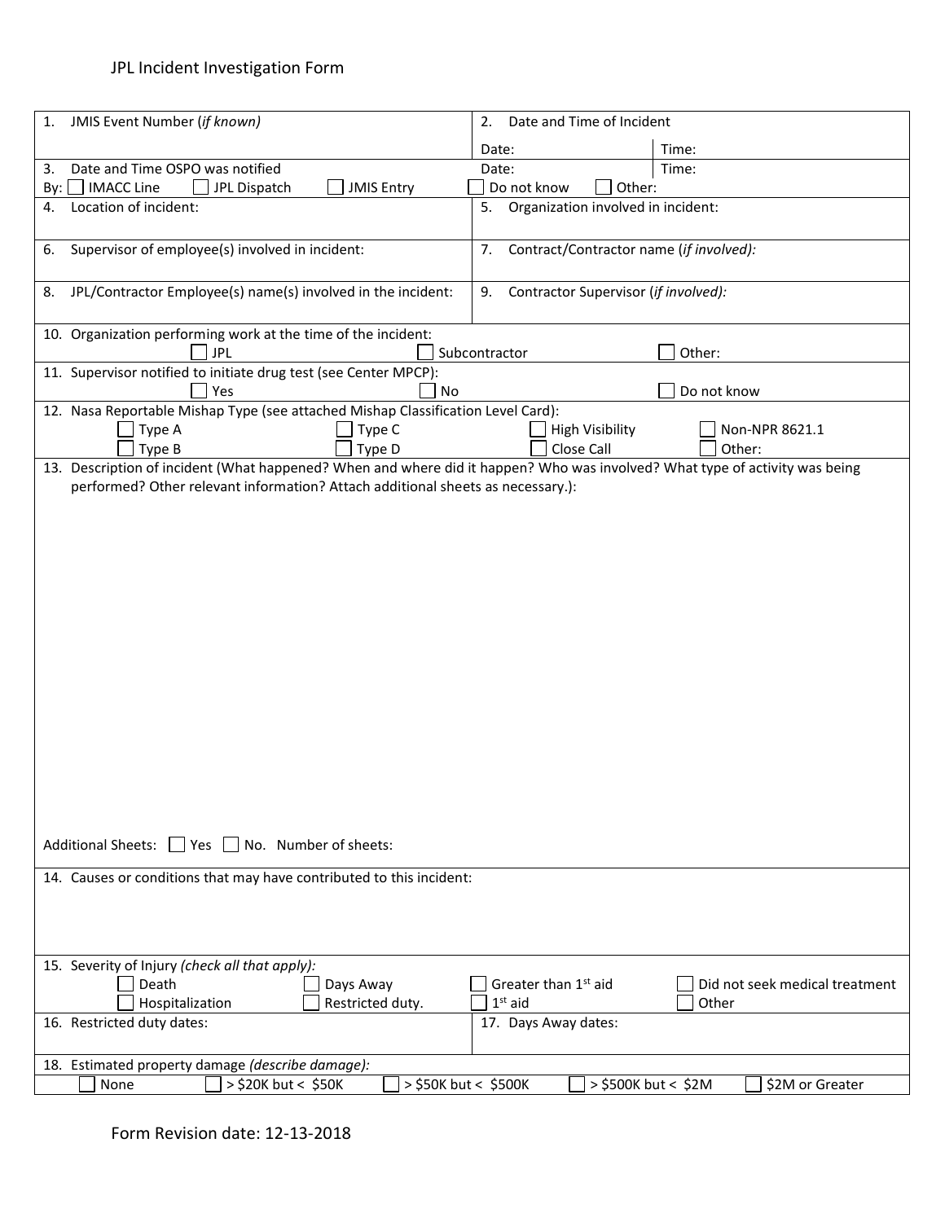# JPL Incident Investigation Form

| | |
|---|---|
| 1. JMIS Event Number (*if known)* | 2. Date and Time of Incident<br>Date: Time: |
| 3. Date and Time OSPO was notified<br>By: ☐ IMACC Line ☐ JPL Dispatch ☐ JMIS Entry | Date: Time:<br>☐ Do not know ☐ Other: |
| 4. Location of incident: | 5. Organization involved in incident: |
| 6. Supervisor of employee(s) involved in incident: | 7. Contract/Contractor name (*if involved):* |
| 8. JPL/Contractor Employee(s) name(s) involved in the incident: | 9. Contractor Supervisor (*if involved):* |

10. Organization performing work at the time of the incident:
☐ JPL ☐ Subcontractor ☐ Other:

11. Supervisor notified to initiate drug test (see Center MPCP):
☐ Yes ☐ No ☐ Do not know

12. Nasa Reportable Mishap Type (see attached Mishap Classification Level Card):
☐ Type A ☐ Type C ☐ High Visibility ☐ Non-NPR 8621.1
☐ Type B ☐ Type D ☐ Close Call ☐ Other:

13. Description of incident (What happened? When and where did it happen? Who was involved? What type of activity was being performed? Other relevant information? Attach additional sheets as necessary.):

Additional Sheets: ☐ Yes ☐ No. Number of sheets:

14. Causes or conditions that may have contributed to this incident:

15. Severity of Injury *(check all that apply):*
☐ Death ☐ Days Away ☐ Greater than 1st aid ☐ Did not seek medical treatment
☐ Hospitalization ☐ Restricted duty. ☐ 1st aid ☐ Other

| | |
|---|---|
| 16. Restricted duty dates: | 17. Days Away dates: |

18. Estimated property damage *(describe damage):*
☐ None ☐ > $20K but < $50K ☐ > $50K but < $500K ☐ > $500K but < $2M ☐ $2M or Greater

Form Revision date: 12-13-2018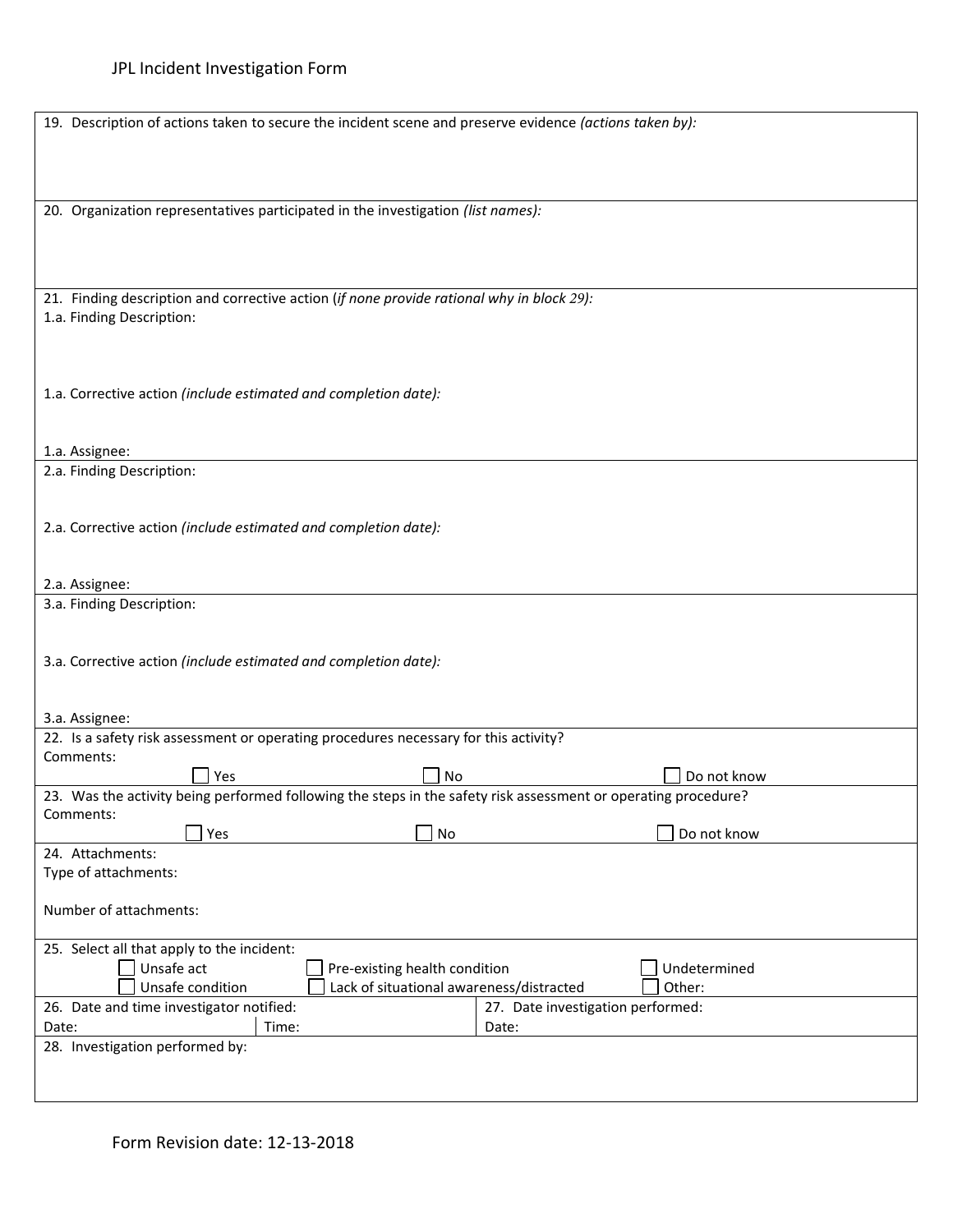19. Description of actions taken to secure the incident scene and preserve evidence *(actions taken by):*

20. Organization representatives participated in the investigation *(list names):*

21. Finding description and corrective action (*if none provide rational why in block 29):*

1.a. Finding Description:

1.a. Corrective action *(include estimated and completion date):*

1.a. Assignee:

2.a. Finding Description:

2.a. Corrective action *(include estimated and completion date):*

2.a. Assignee:

3.a. Finding Description:

3.a. Corrective action *(include estimated and completion date):*

3.a. Assignee:

22. Is a safety risk assessment or operating procedures necessary for this activity?
Comments:

☐ Yes ☐ No ☐ Do not know

23. Was the activity being performed following the steps in the safety risk assessment or operating procedure?
Comments:

☐ Yes ☐ No ☐ Do not know

24. Attachments:
Type of attachments:

Number of attachments:

25. Select all that apply to the incident:

☐ Unsafe act ☐ Pre-existing health condition ☐ Undetermined
☐ Unsafe condition ☐ Lack of situational awareness/distracted ☐ Other:

| 26. Date and time investigator notified: | | 27. Date investigation performed: |
|---|---|---|
| Date: | Time: | Date: |

28. Investigation performed by:

Form Revision date: 12-13-2018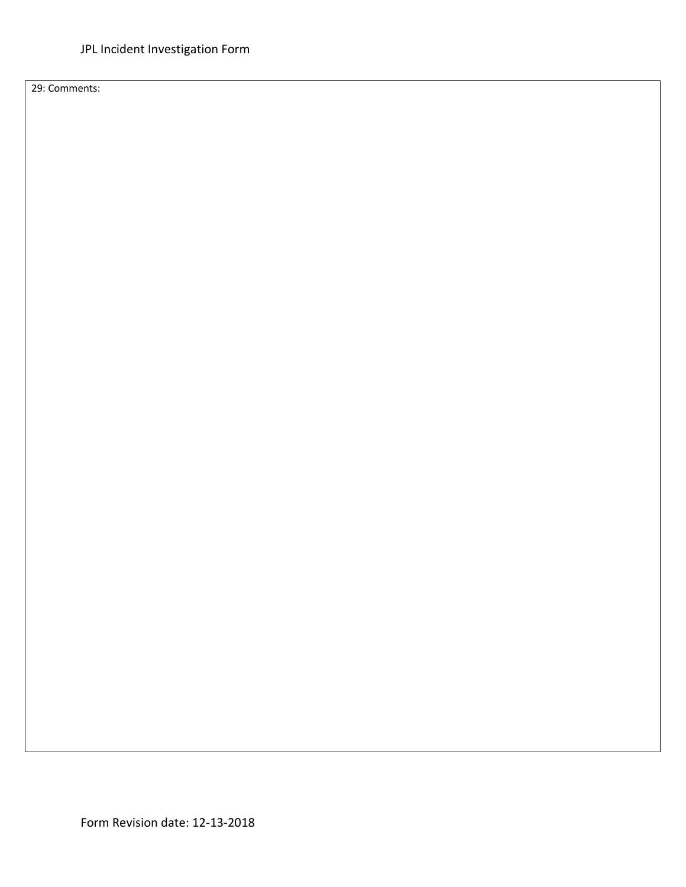29: Comments:

Form Revision date: 12-13-2018